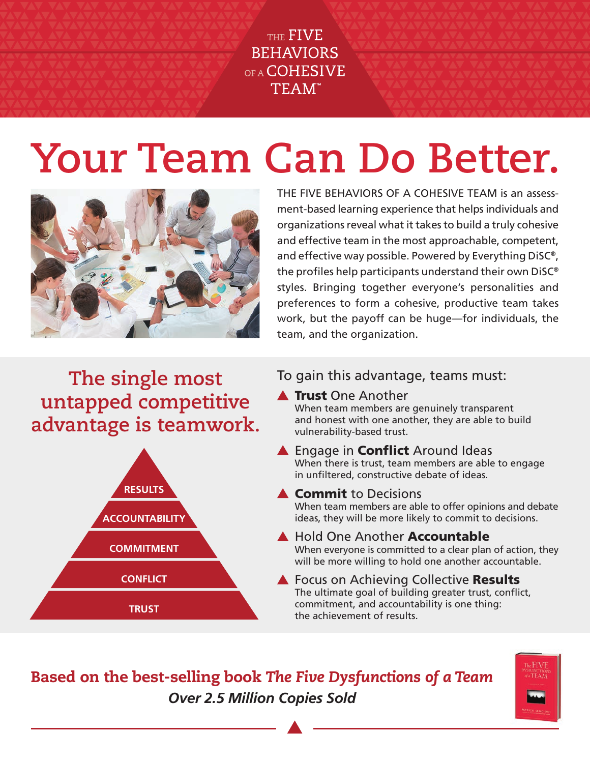THE FIVE BEHAVIORS OF A COHESIVE TEAM™

# Your Team Can Do Better.

THE FIVE BEHAVIORS OF A COHESIVE TEAM is an assessment-based learning experience that helps individuals and organizations reveal what it takes to build a truly cohesive and effective team in the most approachable, competent, and effective way possible. Powered by Everything DiSC®, the profiles help participants understand their own DiSC® styles. Bringing together everyone's personalities and preferences to form a cohesive, productive team takes work, but the payoff can be huge—for individuals, the team, and the organization.

## The single most untapped competitive advantage is teamwork.

RESULTS

ACCOUNTABILITY

COMMITMENT

CONFLICT

TRUST

To gain this advantage, teams must:

- **Trust** One Another
  When team members are genuinely transparent and honest with one another, they are able to build vulnerability-based trust.
- Engage in **Conflict** Around Ideas
  When there is trust, team members are able to engage in unfiltered, constructive debate of ideas.
- **Commit** to Decisions
  When team members are able to offer opinions and debate ideas, they will be more likely to commit to decisions.
- Hold One Another **Accountable**
  When everyone is committed to a clear plan of action, they will be more willing to hold one another accountable.
- Focus on Achieving Collective **Results**
  The ultimate goal of building greater trust, conflict, commitment, and accountability is one thing: the achievement of results.

**Based on the best-selling book *The Five Dysfunctions of a Team***

***Over 2.5 Million Copies Sold***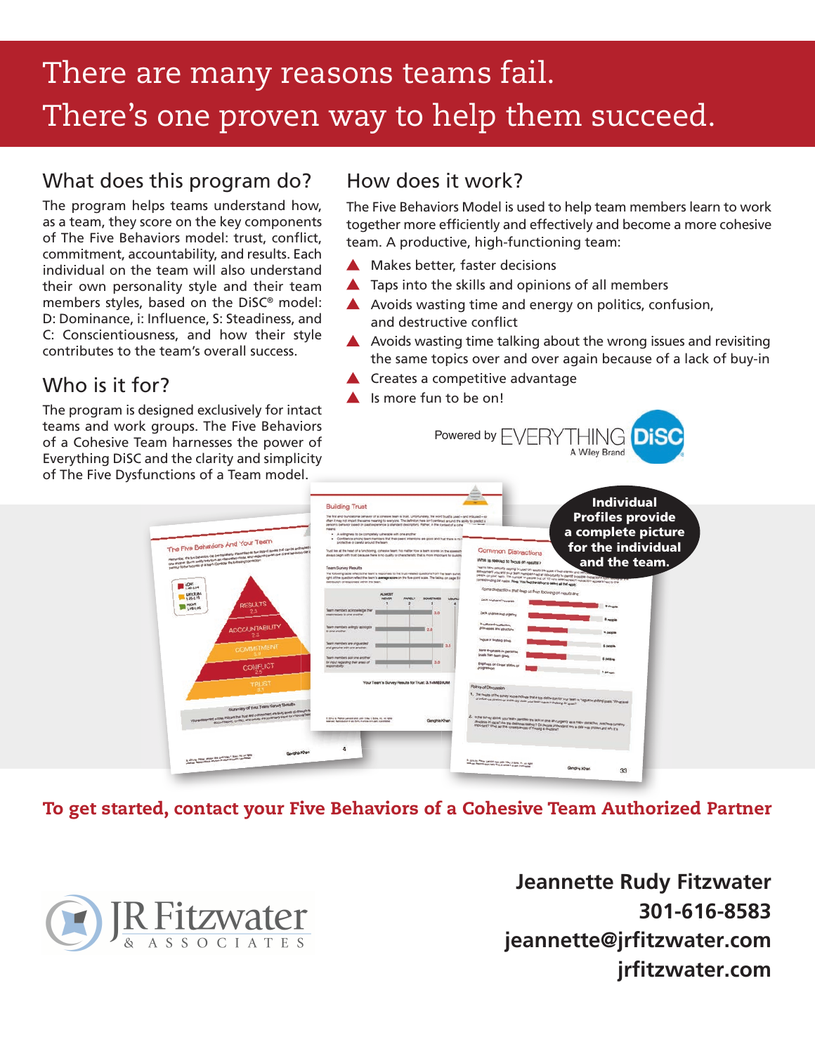# There are many reasons teams fail. There's one proven way to help them succeed.

## What does this program do?

The program helps teams understand how, as a team, they score on the key components of The Five Behaviors model: trust, conflict, commitment, accountability, and results. Each individual on the team will also understand their own personality style and their team members styles, based on the DiSC® model: D: Dominance, i: Influence, S: Steadiness, and C: Conscientiousness, and how their style contributes to the team's overall success.

## Who is it for?

The program is designed exclusively for intact teams and work groups. The Five Behaviors of a Cohesive Team harnesses the power of Everything DiSC and the clarity and simplicity of The Five Dysfunctions of a Team model.

## How does it work?

The Five Behaviors Model is used to help team members learn to work together more efficiently and effectively and become a more cohesive team. A productive, high-functioning team:

- Makes better, faster decisions
- Taps into the skills and opinions of all members
- Avoids wasting time and energy on politics, confusion, and destructive conflict
- Avoids wasting time talking about the wrong issues and revisiting the same topics over and over again because of a lack of buy-in
- Creates a competitive advantage
- Is more fun to be on!

Powered by EVERYTHING DiSC
A Wiley Brand

**Individual Profiles provide a complete picture for the individual and the team.**

**To get started, contact your Five Behaviors of a Cohesive Team Authorized Partner**

JR Fitzwater & ASSOCIATES

**Jeannette Rudy Fitzwater**
**301-616-8583**
**jeannette@jrfitzwater.com**
**jrfitzwater.com**